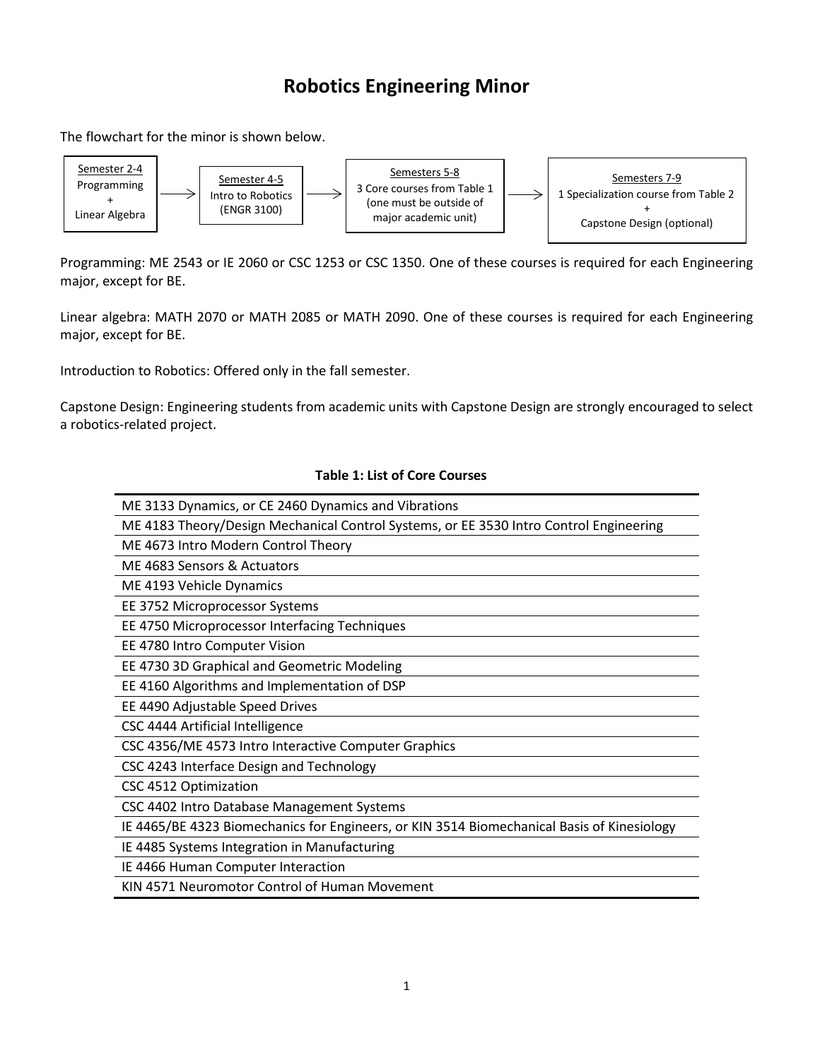# Robotics Engineering Minor

The flowchart for the minor is shown below.

| Semester 2-4 | | Semester 4-5 | | Semesters 5-8 | | Semesters 7-9 |
|---|---|---|---|---|---|---|
| Programming + Linear Algebra | → | Intro to Robotics (ENGR 3100) | → | 3 Core courses from Table 1 (one must be outside of major academic unit) | → | 1 Specialization course from Table 2 + Capstone Design (optional) |

Programming: ME 2543 or IE 2060 or CSC 1253 or CSC 1350. One of these courses is required for each Engineering major, except for BE.

Linear algebra: MATH 2070 or MATH 2085 or MATH 2090. One of these courses is required for each Engineering major, except for BE.

Introduction to Robotics: Offered only in the fall semester.

Capstone Design: Engineering students from academic units with Capstone Design are strongly encouraged to select a robotics-related project.

**Table 1: List of Core Courses**

| Course |
|---|
| ME 3133 Dynamics, or CE 2460 Dynamics and Vibrations |
| ME 4183 Theory/Design Mechanical Control Systems, or EE 3530 Intro Control Engineering |
| ME 4673 Intro Modern Control Theory |
| ME 4683 Sensors & Actuators |
| ME 4193 Vehicle Dynamics |
| EE 3752 Microprocessor Systems |
| EE 4750 Microprocessor Interfacing Techniques |
| EE 4780 Intro Computer Vision |
| EE 4730 3D Graphical and Geometric Modeling |
| EE 4160 Algorithms and Implementation of DSP |
| EE 4490 Adjustable Speed Drives |
| CSC 4444 Artificial Intelligence |
| CSC 4356/ME 4573 Intro Interactive Computer Graphics |
| CSC 4243 Interface Design and Technology |
| CSC 4512 Optimization |
| CSC 4402 Intro Database Management Systems |
| IE 4465/BE 4323 Biomechanics for Engineers, or KIN 3514 Biomechanical Basis of Kinesiology |
| IE 4485 Systems Integration in Manufacturing |
| IE 4466 Human Computer Interaction |
| KIN 4571 Neuromotor Control of Human Movement |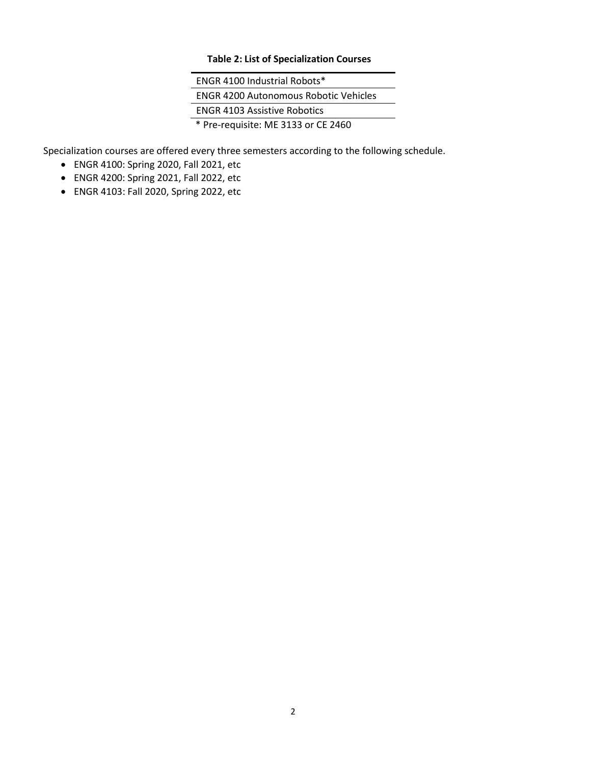**Table 2: List of Specialization Courses**

| |
|---|
| ENGR 4100 Industrial Robots* |
| ENGR 4200 Autonomous Robotic Vehicles |
| ENGR 4103 Assistive Robotics |

* Pre-requisite: ME 3133 or CE 2460

Specialization courses are offered every three semesters according to the following schedule.

- ENGR 4100: Spring 2020, Fall 2021, etc
- ENGR 4200: Spring 2021, Fall 2022, etc
- ENGR 4103: Fall 2020, Spring 2022, etc